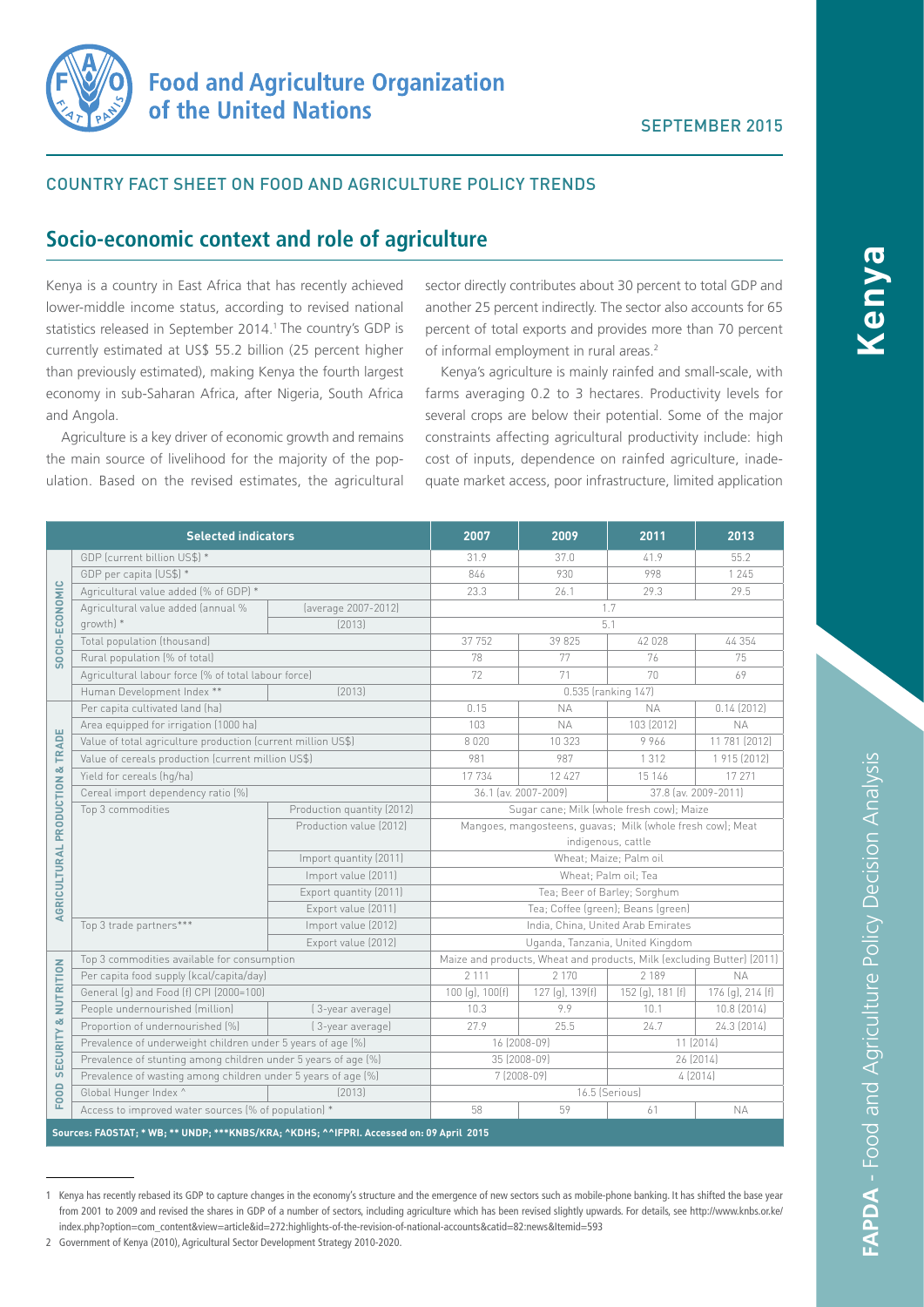**Food and Agriculture Organization of the United Nations**

SEPTEMBER 2015

COUNTRY FACT SHEET ON FOOD AND AGRICULTURE POLICY TRENDS

# Kenya

## Socio-economic context and role of agriculture

Kenya is a country in East Africa that has recently achieved lower-middle income status, according to revised national statistics released in September 2014.[1] The country's GDP is currently estimated at US$ 55.2 billion (25 percent higher than previously estimated), making Kenya the fourth largest economy in sub-Saharan Africa, after Nigeria, South Africa and Angola.

Agriculture is a key driver of economic growth and remains the main source of livelihood for the majority of the population. Based on the revised estimates, the agricultural sector directly contributes about 30 percent to total GDP and another 25 percent indirectly. The sector also accounts for 65 percent of total exports and provides more than 70 percent of informal employment in rural areas.[2]

Kenya's agriculture is mainly rainfed and small-scale, with farms averaging 0.2 to 3 hectares. Productivity levels for several crops are below their potential. Some of the major constraints affecting agricultural productivity include: high cost of inputs, dependence on rainfed agriculture, inadequate market access, poor infrastructure, limited application

| | Selected indicators | | 2007 | 2009 | 2011 | 2013 |
|---|---|---|---|---|---|---|
| SOCIO-ECONOMIC | GDP (current billion US$) * | | 31.9 | 37.0 | 41.9 | 55.2 |
| | GDP per capita (US$) * | | 846 | 930 | 998 | 1 245 |
| | Agricultural value added (% of GDP) * | | 23.3 | 26.1 | 29.3 | 29.5 |
| | Agricultural value added (annual % growth) * | (average 2007-2012) | 1.7 | | | |
| | | (2013) | 5.1 | | | |
| | Total population (thousand) | | 37 752 | 39 825 | 42 028 | 44 354 |
| | Rural population (% of total) | | 78 | 77 | 76 | 75 |
| | Agricultural labour force (% of total labour force) | | 72 | 71 | 70 | 69 |
| | Human Development Index ** | (2013) | 0.535 (ranking 147) | | | |
| AGRICULTURAL PRODUCTION & TRADE | Per capita cultivated land (ha) | | 0.15 | NA | NA | 0.14 (2012) |
| | Area equipped for irrigation (1000 ha) | | 103 | NA | 103 (2012) | NA |
| | Value of total agriculture production (current million US$) | | 8 020 | 10 323 | 9 966 | 11 781 (2012) |
| | Value of cereals production (current million US$) | | 981 | 987 | 1 312 | 1 915 (2012) |
| | Yield for cereals (hg/ha) | | 17 734 | 12 427 | 15 146 | 17 271 |
| | Cereal import dependency ratio (%) | | 36.1 (av. 2007-2009) | | 37.8 (av. 2009-2011) | |
| | Top 3 commodities | Production quantity (2012) | Sugar cane; Milk (whole fresh cow); Maize | | | |
| | | Production value (2012) | Mangoes, mangosteens, guavas; Milk (whole fresh cow); Meat indigenous, cattle | | | |
| | | Import quantity (2011) | Wheat; Maize; Palm oil | | | |
| | | Import value (2011) | Wheat; Palm oil; Tea | | | |
| | | Export quantity (2011) | Tea; Beer of Barley; Sorghum | | | |
| | | Export value (2011) | Tea; Coffee (green); Beans (green) | | | |
| | Top 3 trade partners*** | Import value (2012) | India, China, United Arab Emirates | | | |
| | | Export value (2012) | Uganda, Tanzania, United Kingdom | | | |
| FOOD SECURITY & NUTRITION | Top 3 commodities available for consumption | | Maize and products, Wheat and products, Milk (excluding Butter) (2011) | | | |
| | Per capita food supply (kcal/capita/day) | | 2 111 | 2 170 | 2 189 | NA |
| | General (g) and Food (f) CPI (2000=100) | | 100 (g), 100(f) | 127 (g), 139(f) | 152 (g), 181 (f) | 176 (g), 214 (f) |
| | People undernourished (million) | (3-year average) | 10.3 | 9.9 | 10.1 | 10.8 (2014) |
| | Proportion of undernourished (%) | (3-year average) | 27.9 | 25.5 | 24.7 | 24.3 (2014) |
| | Prevalence of underweight children under 5 years of age (%) | | 16 (2008-09) | | 11 (2014) | |
| | Prevalence of stunting among children under 5 years of age (%) | | 35 (2008-09) | | 26 (2014) | |
| | Prevalence of wasting among children under 5 years of age (%) | | 7 (2008-09) | | 4 (2014) | |
| | Global Hunger Index ^ | (2013) | 16.5 (Serious) | | | |
| | Access to improved water sources (% of population) * | | 58 | 59 | 61 | NA |

**Sources: FAOSTAT; * WB; ** UNDP; ***KNBS/KRA; ^KDHS; ^^IFPRI. Accessed on: 09 April 2015**

1 Kenya has recently rebased its GDP to capture changes in the economy's structure and the emergence of new sectors such as mobile-phone banking. It has shifted the base year from 2001 to 2009 and revised the shares in GDP of a number of sectors, including agriculture which has been revised slightly upwards. For details, see http://www.knbs.or.ke/index.php?option=com_content&view=article&id=272:highlights-of-the-revision-of-national-accounts&catid=82:news&Itemid=593

2 Government of Kenya (2010), Agricultural Sector Development Strategy 2010-2020.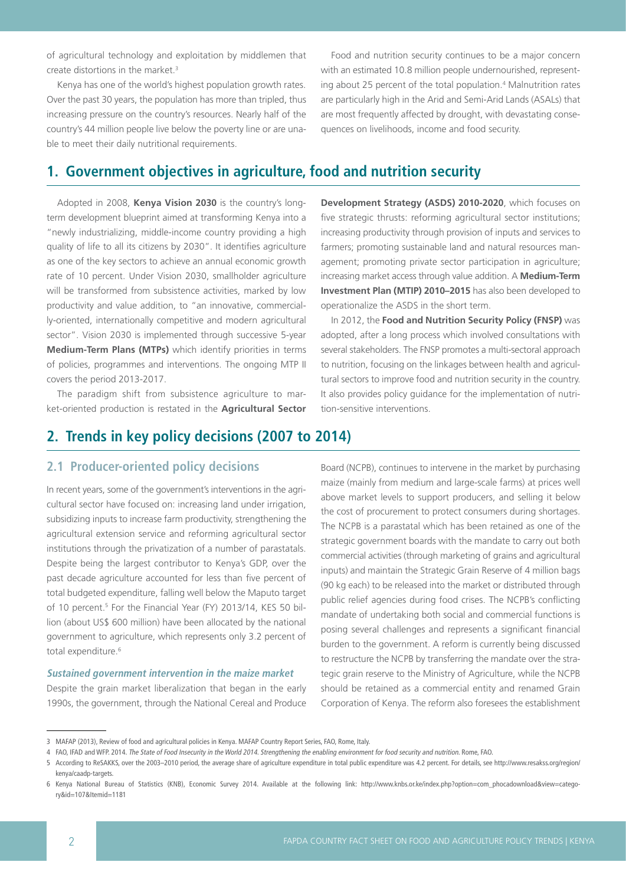of agricultural technology and exploitation by middlemen that create distortions in the market.[3]

Kenya has one of the world's highest population growth rates. Over the past 30 years, the population has more than tripled, thus increasing pressure on the country's resources. Nearly half of the country's 44 million people live below the poverty line or are unable to meet their daily nutritional requirements.

Food and nutrition security continues to be a major concern with an estimated 10.8 million people undernourished, representing about 25 percent of the total population.[4] Malnutrition rates are particularly high in the Arid and Semi-Arid Lands (ASALs) that are most frequently affected by drought, with devastating consequences on livelihoods, income and food security.

## 1. Government objectives in agriculture, food and nutrition security

Adopted in 2008, **Kenya Vision 2030** is the country's long-term development blueprint aimed at transforming Kenya into a "newly industrializing, middle-income country providing a high quality of life to all its citizens by 2030". It identifies agriculture as one of the key sectors to achieve an annual economic growth rate of 10 percent. Under Vision 2030, smallholder agriculture will be transformed from subsistence activities, marked by low productivity and value addition, to "an innovative, commercially-oriented, internationally competitive and modern agricultural sector". Vision 2030 is implemented through successive 5-year **Medium-Term Plans (MTPs)** which identify priorities in terms of policies, programmes and interventions. The ongoing MTP II covers the period 2013-2017.

The paradigm shift from subsistence agriculture to market-oriented production is restated in the **Agricultural Sector Development Strategy (ASDS) 2010-2020**, which focuses on five strategic thrusts: reforming agricultural sector institutions; increasing productivity through provision of inputs and services to farmers; promoting sustainable land and natural resources management; promoting private sector participation in agriculture; increasing market access through value addition. A **Medium-Term Investment Plan (MTIP) 2010–2015** has also been developed to operationalize the ASDS in the short term.

In 2012, the **Food and Nutrition Security Policy (FNSP)** was adopted, after a long process which involved consultations with several stakeholders. The FNSP promotes a multi-sectoral approach to nutrition, focusing on the linkages between health and agricultural sectors to improve food and nutrition security in the country. It also provides policy guidance for the implementation of nutrition-sensitive interventions.

## 2. Trends in key policy decisions (2007 to 2014)

### 2.1 Producer-oriented policy decisions

In recent years, some of the government's interventions in the agricultural sector have focused on: increasing land under irrigation, subsidizing inputs to increase farm productivity, strengthening the agricultural extension service and reforming agricultural sector institutions through the privatization of a number of parastatals. Despite being the largest contributor to Kenya's GDP, over the past decade agriculture accounted for less than five percent of total budgeted expenditure, falling well below the Maputo target of 10 percent.[5] For the Financial Year (FY) 2013/14, KES 50 billion (about US$ 600 million) have been allocated by the national government to agriculture, which represents only 3.2 percent of total expenditure.[6]

***Sustained government intervention in the maize market***

Despite the grain market liberalization that began in the early 1990s, the government, through the National Cereal and Produce Board (NCPB), continues to intervene in the market by purchasing maize (mainly from medium and large-scale farms) at prices well above market levels to support producers, and selling it below the cost of procurement to protect consumers during shortages. The NCPB is a parastatal which has been retained as one of the strategic government boards with the mandate to carry out both commercial activities (through marketing of grains and agricultural inputs) and maintain the Strategic Grain Reserve of 4 million bags (90 kg each) to be released into the market or distributed through public relief agencies during food crises. The NCPB's conflicting mandate of undertaking both social and commercial functions is posing several challenges and represents a significant financial burden to the government. A reform is currently being discussed to restructure the NCPB by transferring the mandate over the strategic grain reserve to the Ministry of Agriculture, while the NCPB should be retained as a commercial entity and renamed Grain Corporation of Kenya. The reform also foresees the establishment

---

3 MAFAP (2013), Review of food and agricultural policies in Kenya. MAFAP Country Report Series, FAO, Rome, Italy.

4 FAO, IFAD and WFP. 2014. *The State of Food Insecurity in the World 2014. Strengthening the enabling environment for food security and nutrition.* Rome, FAO.

5 According to ReSAKKS, over the 2003–2010 period, the average share of agriculture expenditure in total public expenditure was 4.2 percent. For details, see http://www.resakss.org/region/kenya/caadp-targets.

6 Kenya National Bureau of Statistics (KNB), Economic Survey 2014. Available at the following link: http://www.knbs.or.ke/index.php?option=com_phocadownload&view=category&id=107&Itemid=1181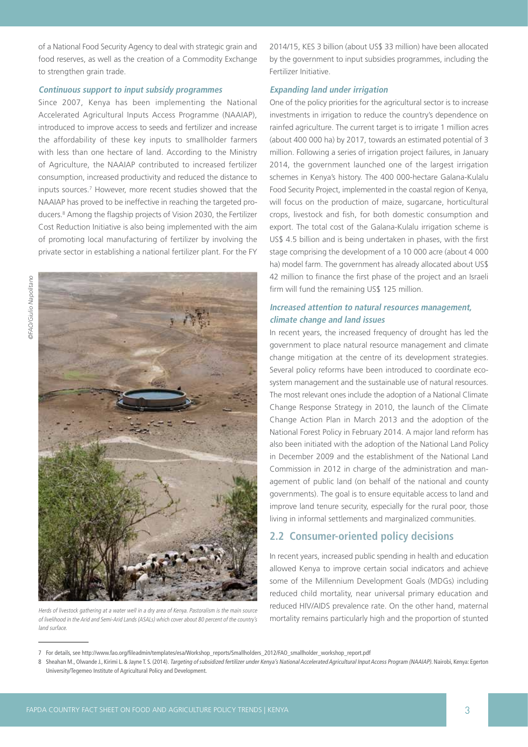of a National Food Security Agency to deal with strategic grain and food reserves, as well as the creation of a Commodity Exchange to strengthen grain trade.

***Continuous support to input subsidy programmes***

Since 2007, Kenya has been implementing the National Accelerated Agricultural Inputs Access Programme (NAAIAP), introduced to improve access to seeds and fertilizer and increase the affordability of these key inputs to smallholder farmers with less than one hectare of land. According to the Ministry of Agriculture, the NAAIAP contributed to increased fertilizer consumption, increased productivity and reduced the distance to inputs sources.[7] However, more recent studies showed that the NAAIAP has proved to be ineffective in reaching the targeted producers.[8] Among the flagship projects of Vision 2030, the Fertilizer Cost Reduction Initiative is also being implemented with the aim of promoting local manufacturing of fertilizer by involving the private sector in establishing a national fertilizer plant. For the FY 2014/15, KES 3 billion (about US$ 33 million) have been allocated by the government to input subsidies programmes, including the Fertilizer Initiative.

©FAO/Giulio Napolitano

*Herds of livestock gathering at a water well in a dry area of Kenya. Pastoralism is the main source of livelihood in the Arid and Semi-Arid Lands (ASALs) which cover about 80 percent of the country's land surface.*

***Expanding land under irrigation***

One of the policy priorities for the agricultural sector is to increase investments in irrigation to reduce the country's dependence on rainfed agriculture. The current target is to irrigate 1 million acres (about 400 000 ha) by 2017, towards an estimated potential of 3 million. Following a series of irrigation project failures, in January 2014, the government launched one of the largest irrigation schemes in Kenya's history. The 400 000-hectare Galana-Kulalu Food Security Project, implemented in the coastal region of Kenya, will focus on the production of maize, sugarcane, horticultural crops, livestock and fish, for both domestic consumption and export. The total cost of the Galana-Kulalu irrigation scheme is US$ 4.5 billion and is being undertaken in phases, with the first stage comprising the development of a 10 000 acre (about 4 000 ha) model farm. The government has already allocated about US$ 42 million to finance the first phase of the project and an Israeli firm will fund the remaining US$ 125 million.

***Increased attention to natural resources management, climate change and land issues***

In recent years, the increased frequency of drought has led the government to place natural resource management and climate change mitigation at the centre of its development strategies. Several policy reforms have been introduced to coordinate ecosystem management and the sustainable use of natural resources. The most relevant ones include the adoption of a National Climate Change Response Strategy in 2010, the launch of the Climate Change Action Plan in March 2013 and the adoption of the National Forest Policy in February 2014. A major land reform has also been initiated with the adoption of the National Land Policy in December 2009 and the establishment of the National Land Commission in 2012 in charge of the administration and management of public land (on behalf of the national and county governments). The goal is to ensure equitable access to land and improve land tenure security, especially for the rural poor, those living in informal settlements and marginalized communities.

## 2.2 Consumer-oriented policy decisions

In recent years, increased public spending in health and education allowed Kenya to improve certain social indicators and achieve some of the Millennium Development Goals (MDGs) including reduced child mortality, near universal primary education and reduced HIV/AIDS prevalence rate. On the other hand, maternal mortality remains particularly high and the proportion of stunted

---

7 For details, see http://www.fao.org/fileadmin/templates/esa/Workshop_reports/Smallholders_2012/FAO_smallholder_workshop_report.pdf

8 Sheahan M., Olwande J., Kirimi L. & Jayne T. S. (2014). *Targeting of subsidized fertilizer under Kenya's National Accelerated Agricultural Input Access Program (NAAIAP)*. Nairobi, Kenya: Egerton University/Tegemeo Institute of Agricultural Policy and Development.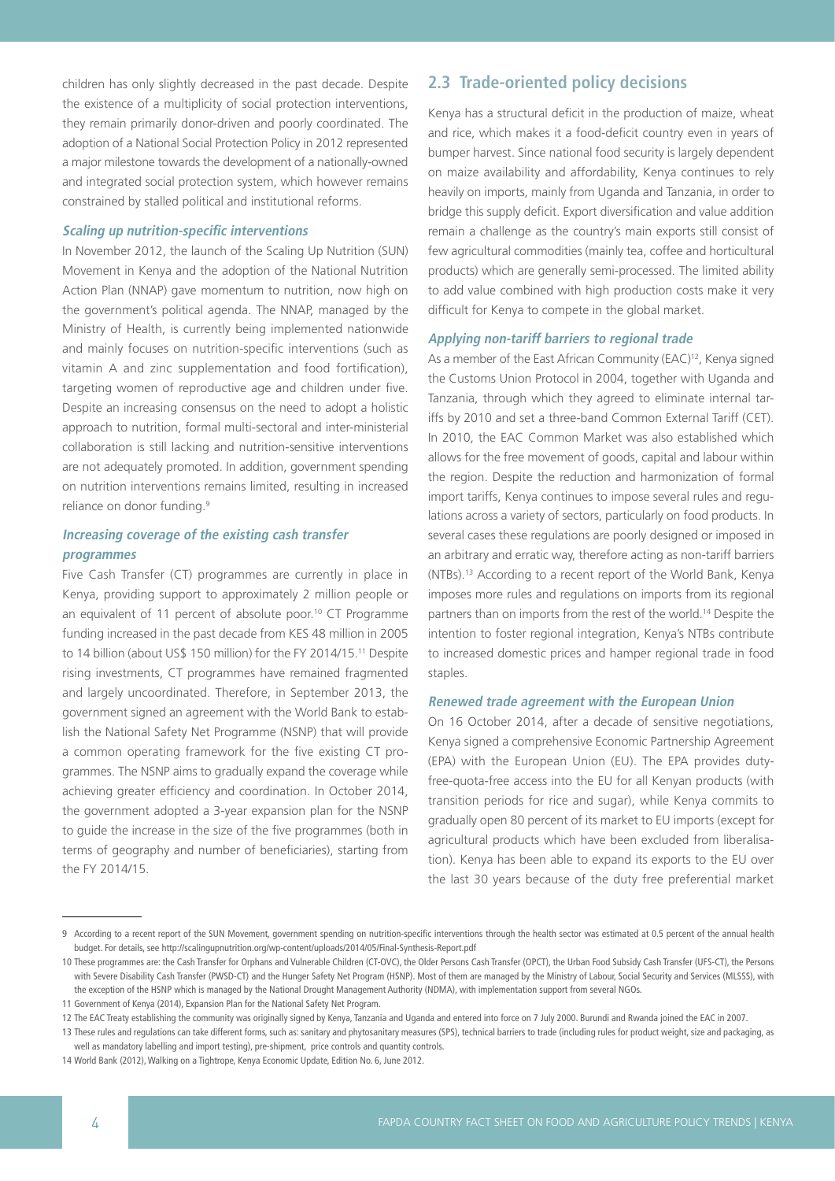children has only slightly decreased in the past decade. Despite the existence of a multiplicity of social protection interventions, they remain primarily donor-driven and poorly coordinated. The adoption of a National Social Protection Policy in 2012 represented a major milestone towards the development of a nationally-owned and integrated social protection system, which however remains constrained by stalled political and institutional reforms.

### *Scaling up nutrition-specific interventions*

In November 2012, the launch of the Scaling Up Nutrition (SUN) Movement in Kenya and the adoption of the National Nutrition Action Plan (NNAP) gave momentum to nutrition, now high on the government's political agenda. The NNAP, managed by the Ministry of Health, is currently being implemented nationwide and mainly focuses on nutrition-specific interventions (such as vitamin A and zinc supplementation and food fortification), targeting women of reproductive age and children under five. Despite an increasing consensus on the need to adopt a holistic approach to nutrition, formal multi-sectoral and inter-ministerial collaboration is still lacking and nutrition-sensitive interventions are not adequately promoted. In addition, government spending on nutrition interventions remains limited, resulting in increased reliance on donor funding.[9]

### *Increasing coverage of the existing cash transfer programmes*

Five Cash Transfer (CT) programmes are currently in place in Kenya, providing support to approximately 2 million people or an equivalent of 11 percent of absolute poor.[10] CT Programme funding increased in the past decade from KES 48 million in 2005 to 14 billion (about US$ 150 million) for the FY 2014/15.[11] Despite rising investments, CT programmes have remained fragmented and largely uncoordinated. Therefore, in September 2013, the government signed an agreement with the World Bank to establish the National Safety Net Programme (NSNP) that will provide a common operating framework for the five existing CT programmes. The NSNP aims to gradually expand the coverage while achieving greater efficiency and coordination. In October 2014, the government adopted a 3-year expansion plan for the NSNP to guide the increase in the size of the five programmes (both in terms of geography and number of beneficiaries), starting from the FY 2014/15.

## 2.3 Trade-oriented policy decisions

Kenya has a structural deficit in the production of maize, wheat and rice, which makes it a food-deficit country even in years of bumper harvest. Since national food security is largely dependent on maize availability and affordability, Kenya continues to rely heavily on imports, mainly from Uganda and Tanzania, in order to bridge this supply deficit. Export diversification and value addition remain a challenge as the country's main exports still consist of few agricultural commodities (mainly tea, coffee and horticultural products) which are generally semi-processed. The limited ability to add value combined with high production costs make it very difficult for Kenya to compete in the global market.

### *Applying non-tariff barriers to regional trade*

As a member of the East African Community (EAC)[12], Kenya signed the Customs Union Protocol in 2004, together with Uganda and Tanzania, through which they agreed to eliminate internal tariffs by 2010 and set a three-band Common External Tariff (CET). In 2010, the EAC Common Market was also established which allows for the free movement of goods, capital and labour within the region. Despite the reduction and harmonization of formal import tariffs, Kenya continues to impose several rules and regulations across a variety of sectors, particularly on food products. In several cases these regulations are poorly designed or imposed in an arbitrary and erratic way, therefore acting as non-tariff barriers (NTBs).[13] According to a recent report of the World Bank, Kenya imposes more rules and regulations on imports from its regional partners than on imports from the rest of the world.[14] Despite the intention to foster regional integration, Kenya's NTBs contribute to increased domestic prices and hamper regional trade in food staples.

### *Renewed trade agreement with the European Union*

On 16 October 2014, after a decade of sensitive negotiations, Kenya signed a comprehensive Economic Partnership Agreement (EPA) with the European Union (EU). The EPA provides duty-free-quota-free access into the EU for all Kenyan products (with transition periods for rice and sugar), while Kenya commits to gradually open 80 percent of its market to EU imports (except for agricultural products which have been excluded from liberalisation). Kenya has been able to expand its exports to the EU over the last 30 years because of the duty free preferential market

---

9 According to a recent report of the SUN Movement, government spending on nutrition-specific interventions through the health sector was estimated at 0.5 percent of the annual health budget. For details, see http://scalingupnutrition.org/wp-content/uploads/2014/05/Final-Synthesis-Report.pdf

10 These programmes are: the Cash Transfer for Orphans and Vulnerable Children (CT-OVC), the Older Persons Cash Transfer (OPCT), the Urban Food Subsidy Cash Transfer (UFS-CT), the Persons with Severe Disability Cash Transfer (PWSD-CT) and the Hunger Safety Net Program (HSNP). Most of them are managed by the Ministry of Labour, Social Security and Services (MLSSS), with the exception of the HSNP which is managed by the National Drought Management Authority (NDMA), with implementation support from several NGOs.

11 Government of Kenya (2014), Expansion Plan for the National Safety Net Program.

12 The EAC Treaty establishing the community was originally signed by Kenya, Tanzania and Uganda and entered into force on 7 July 2000. Burundi and Rwanda joined the EAC in 2007.

13 These rules and regulations can take different forms, such as: sanitary and phytosanitary measures (SPS), technical barriers to trade (including rules for product weight, size and packaging, as well as mandatory labelling and import testing), pre-shipment, price controls and quantity controls.

14 World Bank (2012), Walking on a Tightrope, Kenya Economic Update, Edition No. 6, June 2012.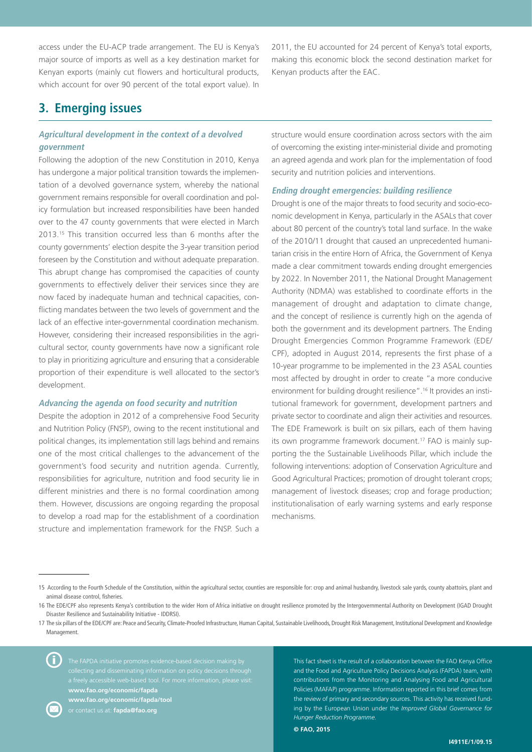access under the EU-ACP trade arrangement. The EU is Kenya's major source of imports as well as a key destination market for Kenyan exports (mainly cut flowers and horticultural products, which account for over 90 percent of the total export value). In 2011, the EU accounted for 24 percent of Kenya's total exports, making this economic block the second destination market for Kenyan products after the EAC.

## 3. Emerging issues

### *Agricultural development in the context of a devolved government*

Following the adoption of the new Constitution in 2010, Kenya has undergone a major political transition towards the implementation of a devolved governance system, whereby the national government remains responsible for overall coordination and policy formulation but increased responsibilities have been handed over to the 47 county governments that were elected in March 2013.[15] This transition occurred less than 6 months after the county governments' election despite the 3-year transition period foreseen by the Constitution and without adequate preparation. This abrupt change has compromised the capacities of county governments to effectively deliver their services since they are now faced by inadequate human and technical capacities, conflicting mandates between the two levels of government and the lack of an effective inter-governmental coordination mechanism. However, considering their increased responsibilities in the agricultural sector, county governments have now a significant role to play in prioritizing agriculture and ensuring that a considerable proportion of their expenditure is well allocated to the sector's development.

### *Advancing the agenda on food security and nutrition*

Despite the adoption in 2012 of a comprehensive Food Security and Nutrition Policy (FNSP), owing to the recent institutional and political changes, its implementation still lags behind and remains one of the most critical challenges to the advancement of the government's food security and nutrition agenda. Currently, responsibilities for agriculture, nutrition and food security lie in different ministries and there is no formal coordination among them. However, discussions are ongoing regarding the proposal to develop a road map for the establishment of a coordination structure and implementation framework for the FNSP. Such a structure would ensure coordination across sectors with the aim of overcoming the existing inter-ministerial divide and promoting an agreed agenda and work plan for the implementation of food security and nutrition policies and interventions.

### *Ending drought emergencies: building resilience*

Drought is one of the major threats to food security and socio-economic development in Kenya, particularly in the ASALs that cover about 80 percent of the country's total land surface. In the wake of the 2010/11 drought that caused an unprecedented humanitarian crisis in the entire Horn of Africa, the Government of Kenya made a clear commitment towards ending drought emergencies by 2022. In November 2011, the National Drought Management Authority (NDMA) was established to coordinate efforts in the management of drought and adaptation to climate change, and the concept of resilience is currently high on the agenda of both the government and its development partners. The Ending Drought Emergencies Common Programme Framework (EDE/CPF), adopted in August 2014, represents the first phase of a 10-year programme to be implemented in the 23 ASAL counties most affected by drought in order to create "a more conducive environment for building drought resilience".[16] It provides an institutional framework for government, development partners and private sector to coordinate and align their activities and resources. The EDE Framework is built on six pillars, each of them having its own programme framework document.[17] FAO is mainly supporting the the Sustainable Livelihoods Pillar, which include the following interventions: adoption of Conservation Agriculture and Good Agricultural Practices; promotion of drought tolerant crops; management of livestock diseases; crop and forage production; institutionalisation of early warning systems and early response mechanisms.

---

15 According to the Fourth Schedule of the Constitution, within the agricultural sector, counties are responsible for: crop and animal husbandry, livestock sale yards, county abattoirs, plant and animal disease control, fisheries.

16 The EDE/CPF also represents Kenya's contribution to the wider Horn of Africa initiative on drought resilience promoted by the Intergovernmental Authority on Development (IGAD Drought Disaster Resilience and Sustainability Initiative - IDDRSI).

17 The six pillars of the EDE/CPF are: Peace and Security, Climate-Proofed Infrastructure, Human Capital, Sustainable Livelihoods, Drought Risk Management, Institutional Development and Knowledge Management.

---

The FAPDA initiative promotes evidence-based decision making by collecting and disseminating information on policy decisions through a freely accessible web-based tool. For more information, please visit:
**www.fao.org/economic/fapda**
**www.fao.org/economic/fapda/tool**
or contact us at: **fapda@fao.org**

This fact sheet is the result of a collaboration between the FAO Kenya Office and the Food and Agriculture Policy Decisions Analysis (FAPDA) team, with contributions from the Monitoring and Analysing Food and Agricultural Policies (MAFAP) programme. Information reported in this brief comes from the review of primary and secondary sources. This activity has received funding by the European Union under the *Improved Global Governance for Hunger Reduction Programme*.

**© FAO, 2015**

**I4911E/1/09.15**